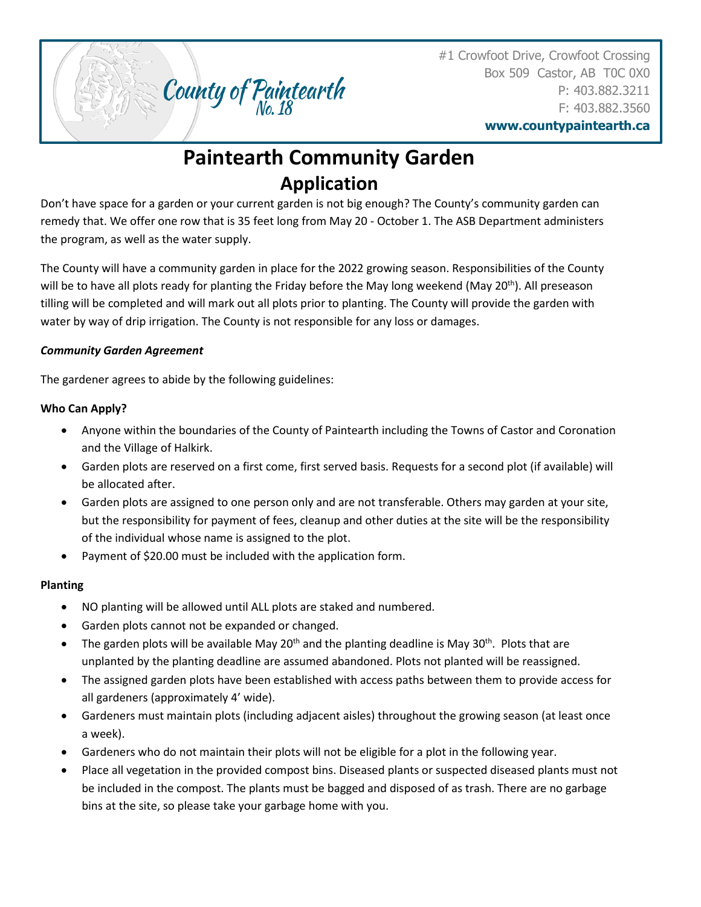County of Paintearth No. 18

#1 Crowfoot Drive, Crowfoot Crossing
Box 509 Castor, AB T0C 0X0
P: 403.882.3211
F: 403.882.3560
**www.countypaintearth.ca**

# Paintearth Community Garden
## Application

Don't have space for a garden or your current garden is not big enough? The County's community garden can remedy that. We offer one row that is 35 feet long from May 20 - October 1. The ASB Department administers the program, as well as the water supply.

The County will have a community garden in place for the 2022 growing season. Responsibilities of the County will be to have all plots ready for planting the Friday before the May long weekend (May 20th). All preseason tilling will be completed and will mark out all plots prior to planting. The County will provide the garden with water by way of drip irrigation. The County is not responsible for any loss or damages.

***Community Garden Agreement***

The gardener agrees to abide by the following guidelines:

**Who Can Apply?**

- Anyone within the boundaries of the County of Paintearth including the Towns of Castor and Coronation and the Village of Halkirk.
- Garden plots are reserved on a first come, first served basis. Requests for a second plot (if available) will be allocated after.
- Garden plots are assigned to one person only and are not transferable. Others may garden at your site, but the responsibility for payment of fees, cleanup and other duties at the site will be the responsibility of the individual whose name is assigned to the plot.
- Payment of $20.00 must be included with the application form.

**Planting**

- NO planting will be allowed until ALL plots are staked and numbered.
- Garden plots cannot not be expanded or changed.
- The garden plots will be available May 20th and the planting deadline is May 30th. Plots that are unplanted by the planting deadline are assumed abandoned. Plots not planted will be reassigned.
- The assigned garden plots have been established with access paths between them to provide access for all gardeners (approximately 4' wide).
- Gardeners must maintain plots (including adjacent aisles) throughout the growing season (at least once a week).
- Gardeners who do not maintain their plots will not be eligible for a plot in the following year.
- Place all vegetation in the provided compost bins. Diseased plants or suspected diseased plants must not be included in the compost. The plants must be bagged and disposed of as trash. There are no garbage bins at the site, so please take your garbage home with you.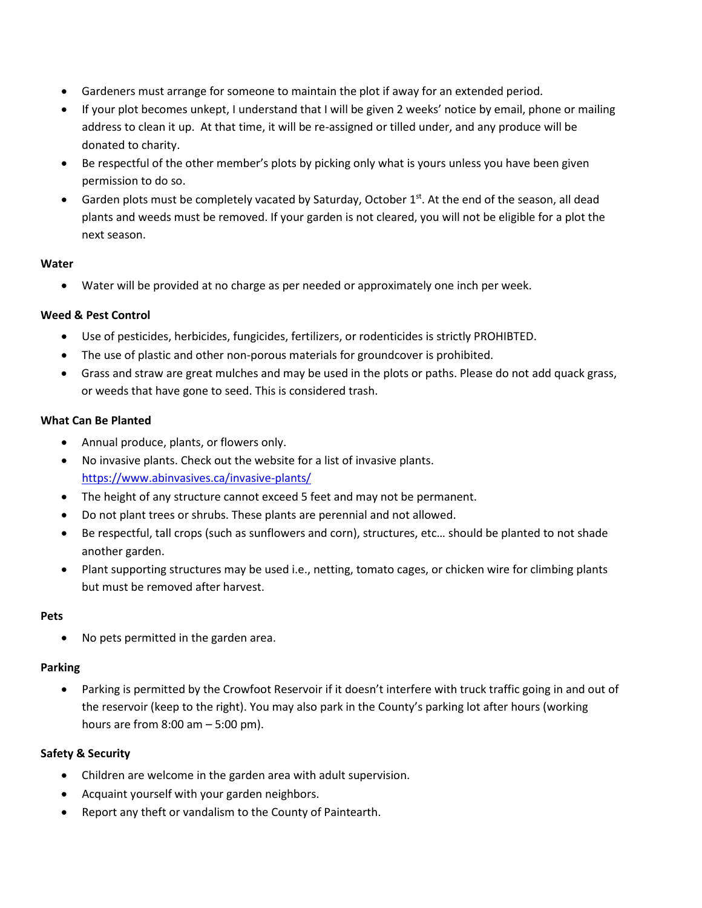- Gardeners must arrange for someone to maintain the plot if away for an extended period.
- If your plot becomes unkept, I understand that I will be given 2 weeks' notice by email, phone or mailing address to clean it up. At that time, it will be re-assigned or tilled under, and any produce will be donated to charity.
- Be respectful of the other member's plots by picking only what is yours unless you have been given permission to do so.
- Garden plots must be completely vacated by Saturday, October 1st. At the end of the season, all dead plants and weeds must be removed. If your garden is not cleared, you will not be eligible for a plot the next season.

**Water**

- Water will be provided at no charge as per needed or approximately one inch per week.

**Weed & Pest Control**

- Use of pesticides, herbicides, fungicides, fertilizers, or rodenticides is strictly PROHIBTED.
- The use of plastic and other non-porous materials for groundcover is prohibited.
- Grass and straw are great mulches and may be used in the plots or paths. Please do not add quack grass, or weeds that have gone to seed. This is considered trash.

**What Can Be Planted**

- Annual produce, plants, or flowers only.
- No invasive plants. Check out the website for a list of invasive plants. [https://www.abinvasives.ca/invasive-plants/](https://www.abinvasives.ca/invasive-plants/)
- The height of any structure cannot exceed 5 feet and may not be permanent.
- Do not plant trees or shrubs. These plants are perennial and not allowed.
- Be respectful, tall crops (such as sunflowers and corn), structures, etc… should be planted to not shade another garden.
- Plant supporting structures may be used i.e., netting, tomato cages, or chicken wire for climbing plants but must be removed after harvest.

**Pets**

- No pets permitted in the garden area.

**Parking**

- Parking is permitted by the Crowfoot Reservoir if it doesn't interfere with truck traffic going in and out of the reservoir (keep to the right). You may also park in the County's parking lot after hours (working hours are from 8:00 am – 5:00 pm).

**Safety & Security**

- Children are welcome in the garden area with adult supervision.
- Acquaint yourself with your garden neighbors.
- Report any theft or vandalism to the County of Paintearth.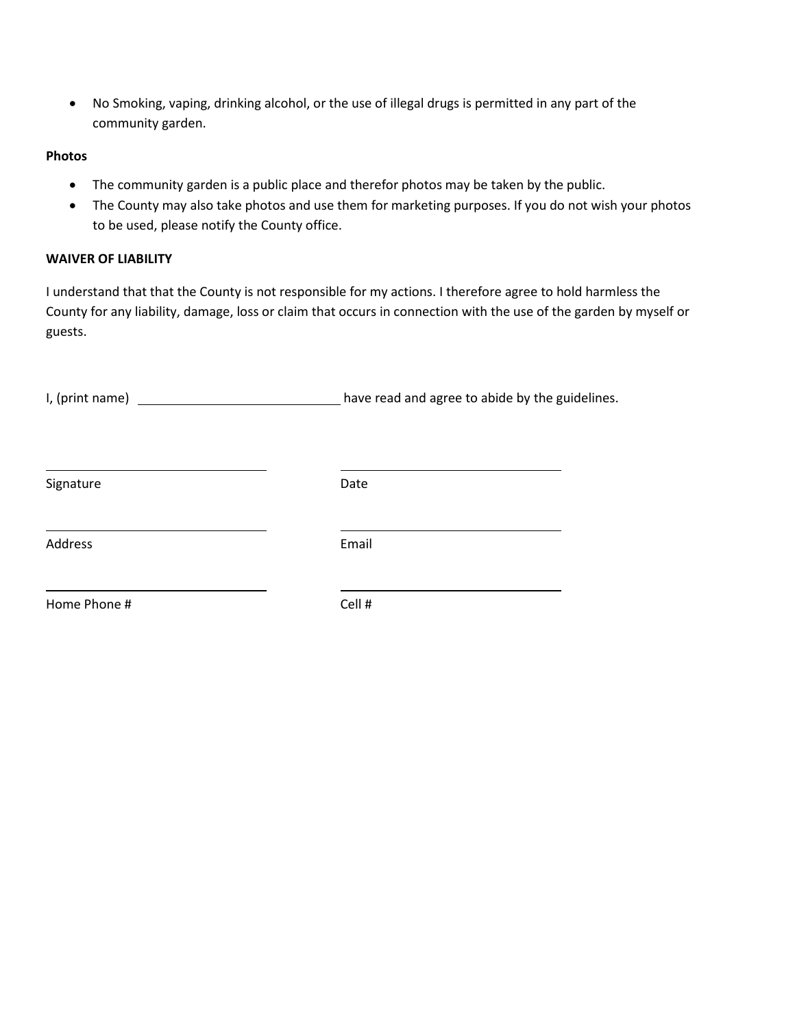- No Smoking, vaping, drinking alcohol, or the use of illegal drugs is permitted in any part of the community garden.

**Photos**

- The community garden is a public place and therefor photos may be taken by the public.
- The County may also take photos and use them for marketing purposes. If you do not wish your photos to be used, please notify the County office.

**WAIVER OF LIABILITY**

I understand that that the County is not responsible for my actions. I therefore agree to hold harmless the County for any liability, damage, loss or claim that occurs in connection with the use of the garden by myself or guests.

I, (print name) ____________________________ have read and agree to abide by the guidelines.

| | |
|---|---|
| ______________________________ | ______________________________ |
| Signature | Date |
| ______________________________ | ______________________________ |
| Address | Email |
| ______________________________ | ______________________________ |
| Home Phone # | Cell # |